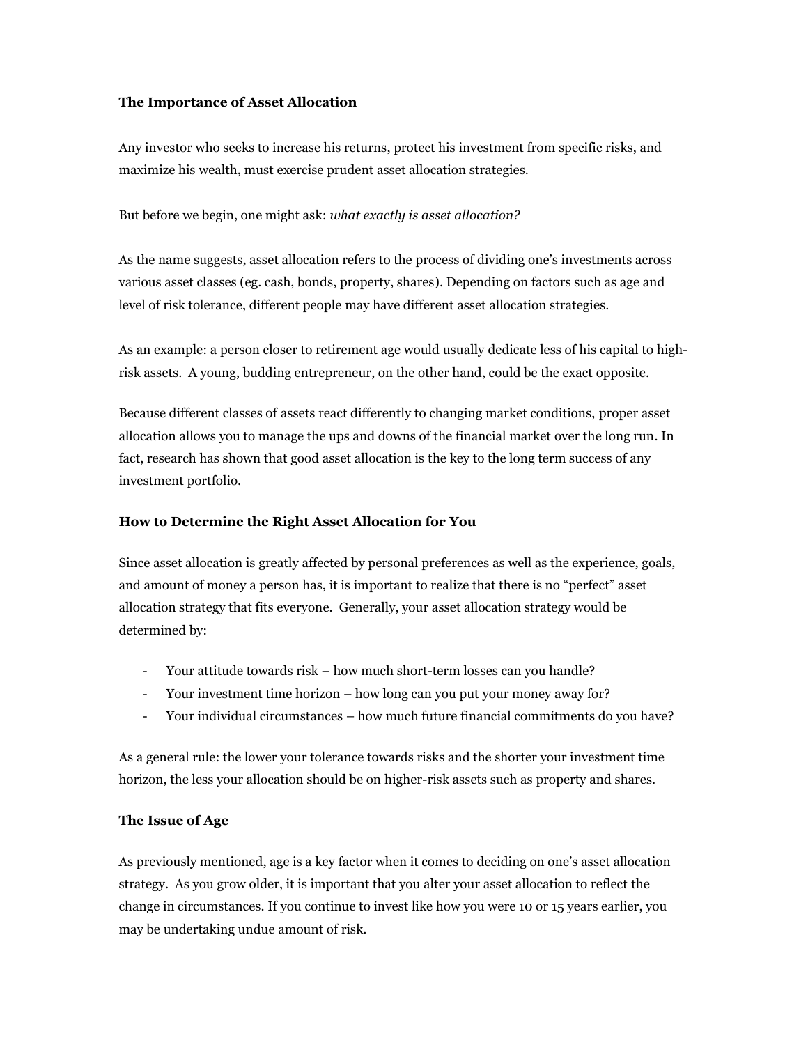## The Importance of Asset Allocation

Any investor who seeks to increase his returns, protect his investment from specific risks, and maximize his wealth, must exercise prudent asset allocation strategies.

But before we begin, one might ask: *what exactly is asset allocation?*

As the name suggests, asset allocation refers to the process of dividing one's investments across various asset classes (eg. cash, bonds, property, shares). Depending on factors such as age and level of risk tolerance, different people may have different asset allocation strategies.

As an example: a person closer to retirement age would usually dedicate less of his capital to high-risk assets. A young, budding entrepreneur, on the other hand, could be the exact opposite.

Because different classes of assets react differently to changing market conditions, proper asset allocation allows you to manage the ups and downs of the financial market over the long run. In fact, research has shown that good asset allocation is the key to the long term success of any investment portfolio.

## How to Determine the Right Asset Allocation for You

Since asset allocation is greatly affected by personal preferences as well as the experience, goals, and amount of money a person has, it is important to realize that there is no "perfect" asset allocation strategy that fits everyone. Generally, your asset allocation strategy would be determined by:

- Your attitude towards risk – how much short-term losses can you handle?
- Your investment time horizon – how long can you put your money away for?
- Your individual circumstances – how much future financial commitments do you have?

As a general rule: the lower your tolerance towards risks and the shorter your investment time horizon, the less your allocation should be on higher-risk assets such as property and shares.

## The Issue of Age

As previously mentioned, age is a key factor when it comes to deciding on one's asset allocation strategy. As you grow older, it is important that you alter your asset allocation to reflect the change in circumstances. If you continue to invest like how you were 10 or 15 years earlier, you may be undertaking undue amount of risk.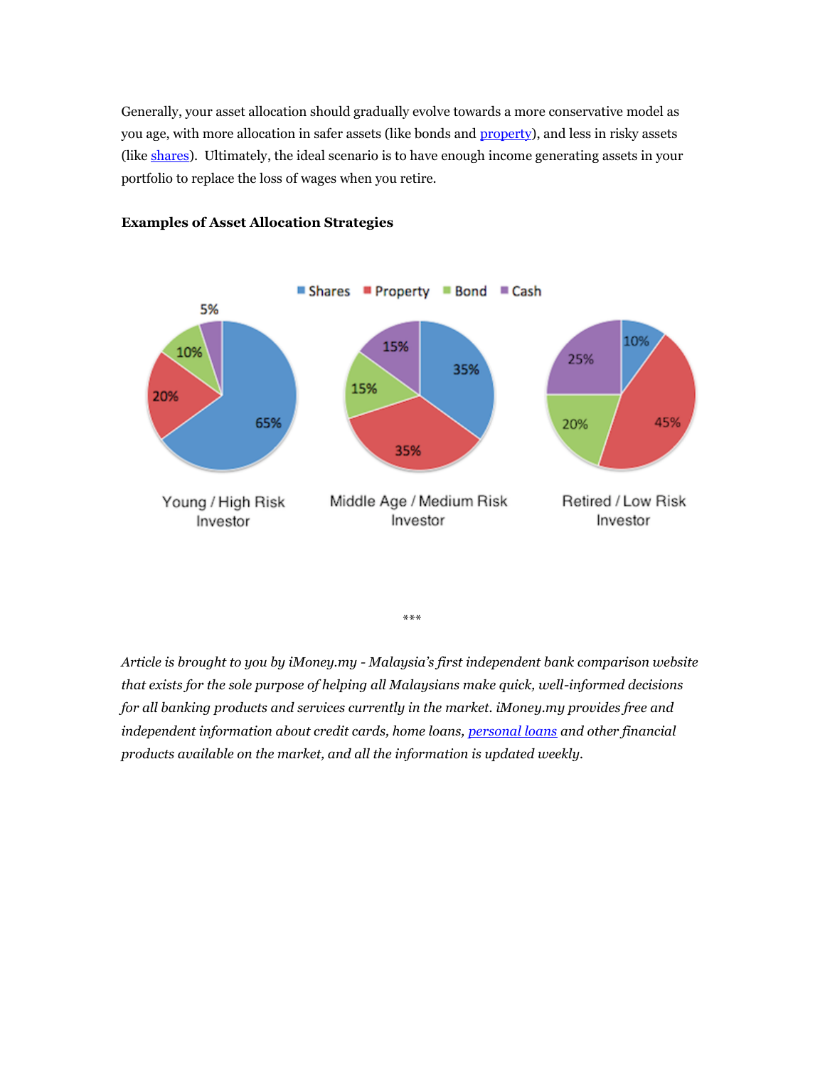Generally, your asset allocation should gradually evolve towards a more conservative model as you age, with more allocation in safer assets (like bonds and property), and less in risky assets (like shares). Ultimately, the ideal scenario is to have enough income generating assets in your portfolio to replace the loss of wages when you retire.

**Examples of Asset Allocation Strategies**

Shares Property Bond Cash

5%
10%
20%
65%

Young / High Risk Investor

15%
35%
15%
35%

Middle Age / Medium Risk Investor

10%
25%
45%
20%

Retired / Low Risk Investor

\*\*\*

*Article is brought to you by iMoney.my - Malaysia's first independent bank comparison website that exists for the sole purpose of helping all Malaysians make quick, well-informed decisions for all banking products and services currently in the market. iMoney.my provides free and independent information about credit cards, home loans, personal loans and other financial products available on the market, and all the information is updated weekly.*